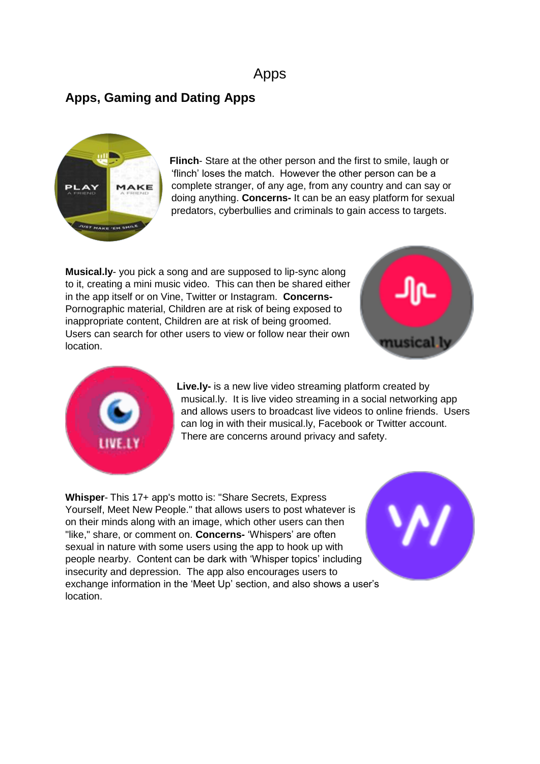# Apps

## Apps, Gaming and Dating Apps

**Flinch**- Stare at the other person and the first to smile, laugh or 'flinch' loses the match. However the other person can be a complete stranger, of any age, from any country and can say or doing anything. **Concerns-** It can be an easy platform for sexual predators, cyberbullies and criminals to gain access to targets.

**Musical.ly**- you pick a song and are supposed to lip-sync along to it, creating a mini music video. This can then be shared either in the app itself or on Vine, Twitter or Instagram. **Concerns-** Pornographic material, Children are at risk of being exposed to inappropriate content, Children are at risk of being groomed. Users can search for other users to view or follow near their own location.

**Live.ly-** is a new live video streaming platform created by musical.ly. It is live video streaming in a social networking app and allows users to broadcast live videos to online friends. Users can log in with their musical.ly, Facebook or Twitter account. There are concerns around privacy and safety.

**Whisper**- This 17+ app's motto is: "Share Secrets, Express Yourself, Meet New People." that allows users to post whatever is on their minds along with an image, which other users can then "like," share, or comment on. **Concerns-** 'Whispers' are often sexual in nature with some users using the app to hook up with people nearby. Content can be dark with 'Whisper topics' including insecurity and depression. The app also encourages users to exchange information in the 'Meet Up' section, and also shows a user's location.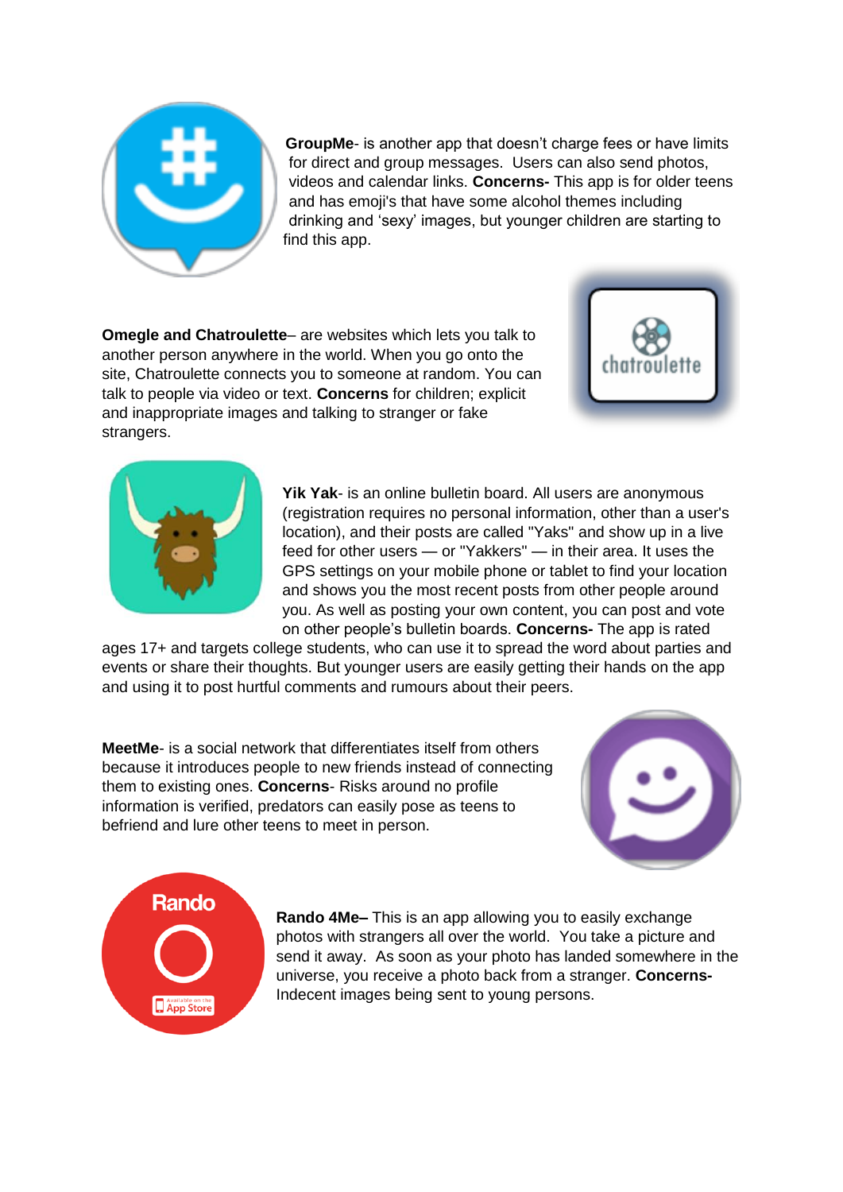**GroupMe**- is another app that doesn't charge fees or have limits for direct and group messages. Users can also send photos, videos and calendar links. **Concerns-** This app is for older teens and has emoji's that have some alcohol themes including drinking and 'sexy' images, but younger children are starting to find this app.

**Omegle and Chatroulette**– are websites which lets you talk to another person anywhere in the world. When you go onto the site, Chatroulette connects you to someone at random. You can talk to people via video or text. **Concerns** for children; explicit and inappropriate images and talking to stranger or fake strangers.

**Yik Yak**- is an online bulletin board. All users are anonymous (registration requires no personal information, other than a user's location), and their posts are called "Yaks" and show up in a live feed for other users — or "Yakkers" — in their area. It uses the GPS settings on your mobile phone or tablet to find your location and shows you the most recent posts from other people around you. As well as posting your own content, you can post and vote on other people's bulletin boards. **Concerns-** The app is rated ages 17+ and targets college students, who can use it to spread the word about parties and events or share their thoughts. But younger users are easily getting their hands on the app and using it to post hurtful comments and rumours about their peers.

**MeetMe**- is a social network that differentiates itself from others because it introduces people to new friends instead of connecting them to existing ones. **Concerns**- Risks around no profile information is verified, predators can easily pose as teens to befriend and lure other teens to meet in person.

**Rando 4Me–** This is an app allowing you to easily exchange photos with strangers all over the world. You take a picture and send it away. As soon as your photo has landed somewhere in the universe, you receive a photo back from a stranger. **Concerns-** Indecent images being sent to young persons.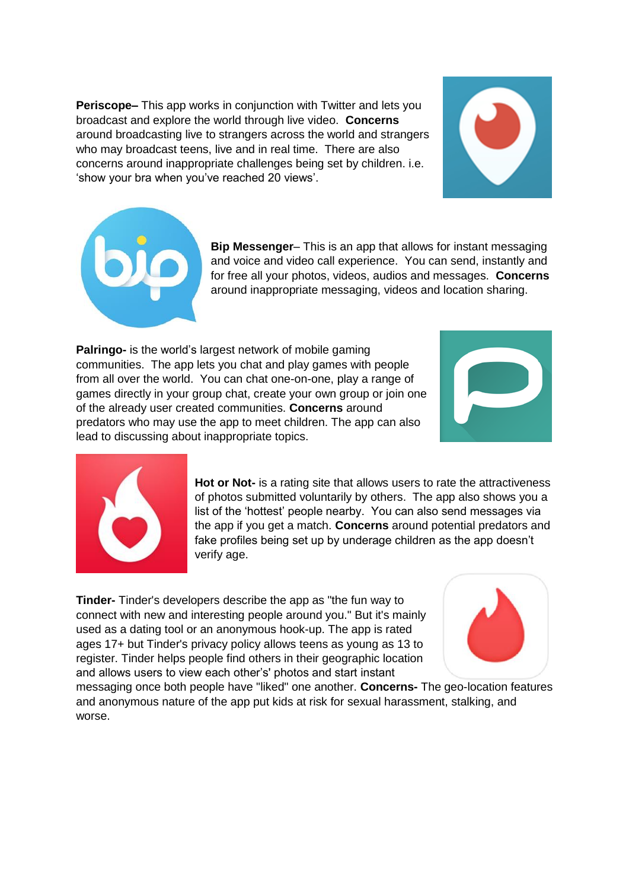**Periscope–** This app works in conjunction with Twitter and lets you broadcast and explore the world through live video. **Concerns** around broadcasting live to strangers across the world and strangers who may broadcast teens, live and in real time. There are also concerns around inappropriate challenges being set by children. i.e. 'show your bra when you've reached 20 views'.

**Bip Messenger**– This is an app that allows for instant messaging and voice and video call experience. You can send, instantly and for free all your photos, videos, audios and messages. **Concerns** around inappropriate messaging, videos and location sharing.

**Palringo-** is the world's largest network of mobile gaming communities. The app lets you chat and play games with people from all over the world. You can chat one-on-one, play a range of games directly in your group chat, create your own group or join one of the already user created communities. **Concerns** around predators who may use the app to meet children. The app can also lead to discussing about inappropriate topics.

**Hot or Not-** is a rating site that allows users to rate the attractiveness of photos submitted voluntarily by others. The app also shows you a list of the 'hottest' people nearby. You can also send messages via the app if you get a match. **Concerns** around potential predators and fake profiles being set up by underage children as the app doesn't verify age.

**Tinder-** Tinder's developers describe the app as "the fun way to connect with new and interesting people around you." But it's mainly used as a dating tool or an anonymous hook-up. The app is rated ages 17+ but Tinder's privacy policy allows teens as young as 13 to register. Tinder helps people find others in their geographic location and allows users to view each other's' photos and start instant messaging once both people have "liked" one another. **Concerns-** The geo-location features and anonymous nature of the app put kids at risk for sexual harassment, stalking, and worse.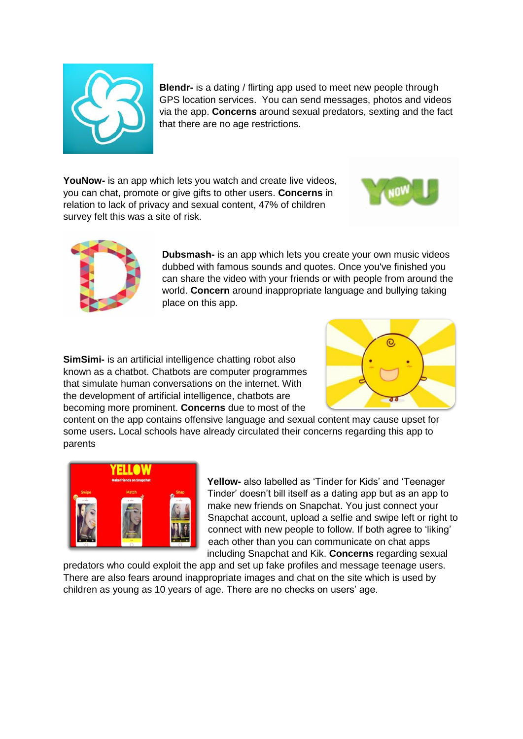**Blendr-** is a dating / flirting app used to meet new people through GPS location services. You can send messages, photos and videos via the app. **Concerns** around sexual predators, sexting and the fact that there are no age restrictions.

**YouNow-** is an app which lets you watch and create live videos, you can chat, promote or give gifts to other users. **Concerns** in relation to lack of privacy and sexual content, 47% of children survey felt this was a site of risk.

**Dubsmash-** is an app which lets you create your own music videos dubbed with famous sounds and quotes. Once you've finished you can share the video with your friends or with people from around the world. **Concern** around inappropriate language and bullying taking place on this app.

**SimSimi-** is an artificial intelligence chatting robot also known as a chatbot. Chatbots are computer programmes that simulate human conversations on the internet. With the development of artificial intelligence, chatbots are becoming more prominent. **Concerns** due to most of the content on the app contains offensive language and sexual content may cause upset for some users**.** Local schools have already circulated their concerns regarding this app to parents

**Yellow-** also labelled as 'Tinder for Kids' and 'Teenager Tinder' doesn't bill itself as a dating app but as an app to make new friends on Snapchat. You just connect your Snapchat account, upload a selfie and swipe left or right to connect with new people to follow. If both agree to 'liking' each other than you can communicate on chat apps including Snapchat and Kik. **Concerns** regarding sexual predators who could exploit the app and set up fake profiles and message teenage users. There are also fears around inappropriate images and chat on the site which is used by children as young as 10 years of age. There are no checks on users' age.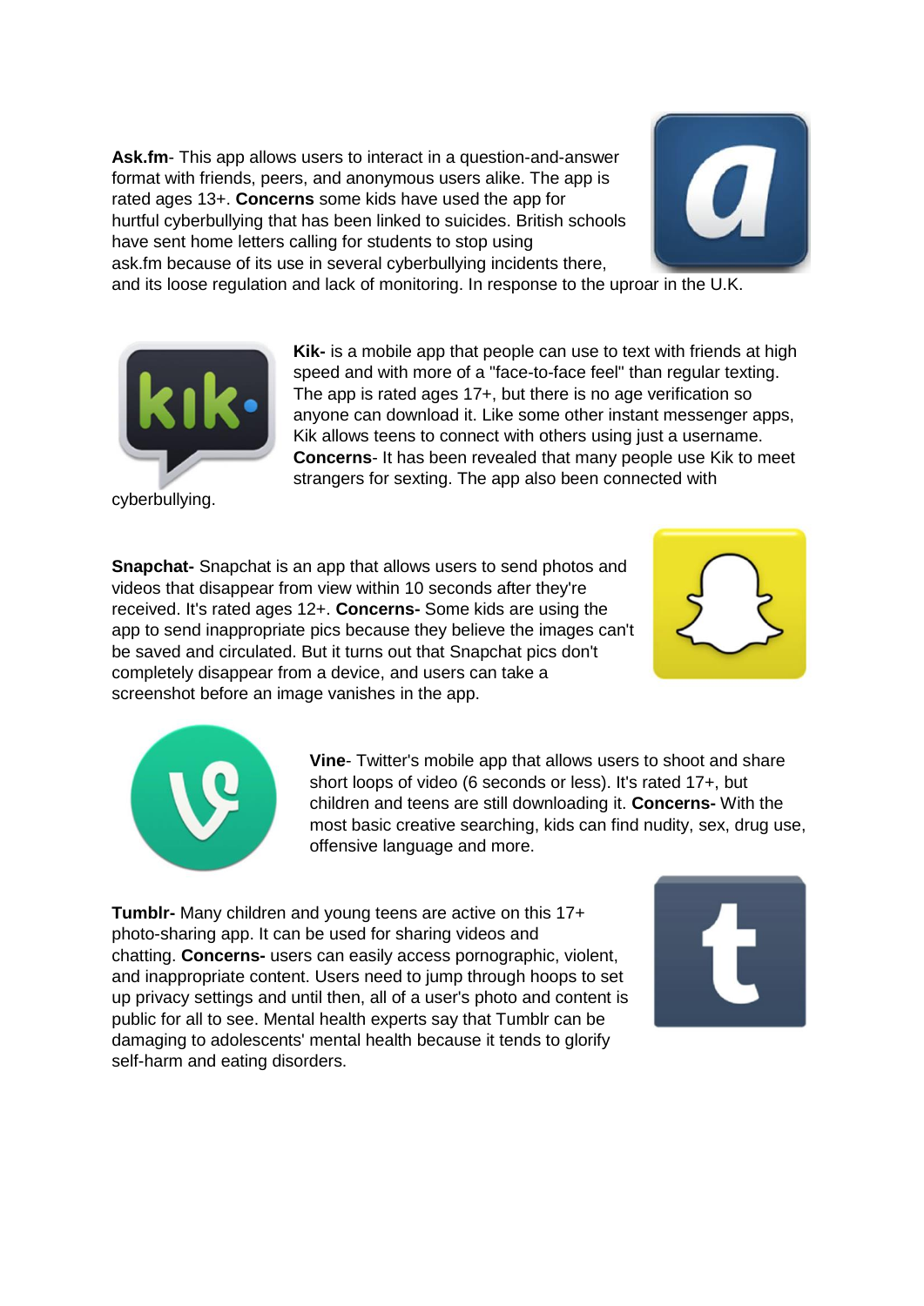**Ask.fm**- This app allows users to interact in a question-and-answer format with friends, peers, and anonymous users alike. The app is rated ages 13+. **Concerns** some kids have used the app for hurtful cyberbullying that has been linked to suicides. British schools have sent home letters calling for students to stop using ask.fm because of its use in several cyberbullying incidents there, and its loose regulation and lack of monitoring. In response to the uproar in the U.K.

**Kik-** is a mobile app that people can use to text with friends at high speed and with more of a "face-to-face feel" than regular texting. The app is rated ages 17+, but there is no age verification so anyone can download it. Like some other instant messenger apps, Kik allows teens to connect with others using just a username. **Concerns**- It has been revealed that many people use Kik to meet strangers for sexting. The app also been connected with cyberbullying.

**Snapchat-** Snapchat is an app that allows users to send photos and videos that disappear from view within 10 seconds after they're received. It's rated ages 12+. **Concerns-** Some kids are using the app to send inappropriate pics because they believe the images can't be saved and circulated. But it turns out that Snapchat pics don't completely disappear from a device, and users can take a screenshot before an image vanishes in the app.

**Vine**- Twitter's mobile app that allows users to shoot and share short loops of video (6 seconds or less). It's rated 17+, but children and teens are still downloading it. **Concerns-** With the most basic creative searching, kids can find nudity, sex, drug use, offensive language and more.

**Tumblr-** Many children and young teens are active on this 17+ photo-sharing app. It can be used for sharing videos and chatting. **Concerns-** users can easily access pornographic, violent, and inappropriate content. Users need to jump through hoops to set up privacy settings and until then, all of a user's photo and content is public for all to see. Mental health experts say that Tumblr can be damaging to adolescents' mental health because it tends to glorify self-harm and eating disorders.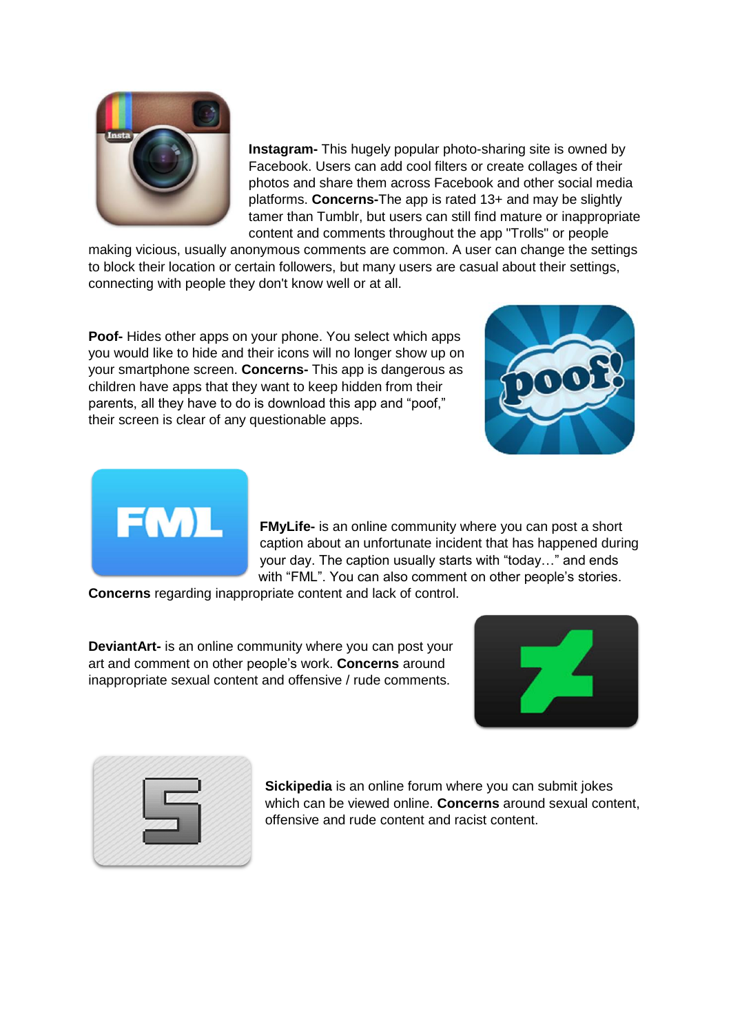**Instagram-** This hugely popular photo-sharing site is owned by Facebook. Users can add cool filters or create collages of their photos and share them across Facebook and other social media platforms. **Concerns-**The app is rated 13+ and may be slightly tamer than Tumblr, but users can still find mature or inappropriate content and comments throughout the app "Trolls" or people making vicious, usually anonymous comments are common. A user can change the settings to block their location or certain followers, but many users are casual about their settings, connecting with people they don't know well or at all.

**Poof-** Hides other apps on your phone. You select which apps you would like to hide and their icons will no longer show up on your smartphone screen. **Concerns-** This app is dangerous as children have apps that they want to keep hidden from their parents, all they have to do is download this app and "poof," their screen is clear of any questionable apps.

**FMyLife-** is an online community where you can post a short caption about an unfortunate incident that has happened during your day. The caption usually starts with "today…" and ends with "FML". You can also comment on other people's stories. **Concerns** regarding inappropriate content and lack of control.

**DeviantArt-** is an online community where you can post your art and comment on other people's work. **Concerns** around inappropriate sexual content and offensive / rude comments.

**Sickipedia** is an online forum where you can submit jokes which can be viewed online. **Concerns** around sexual content, offensive and rude content and racist content.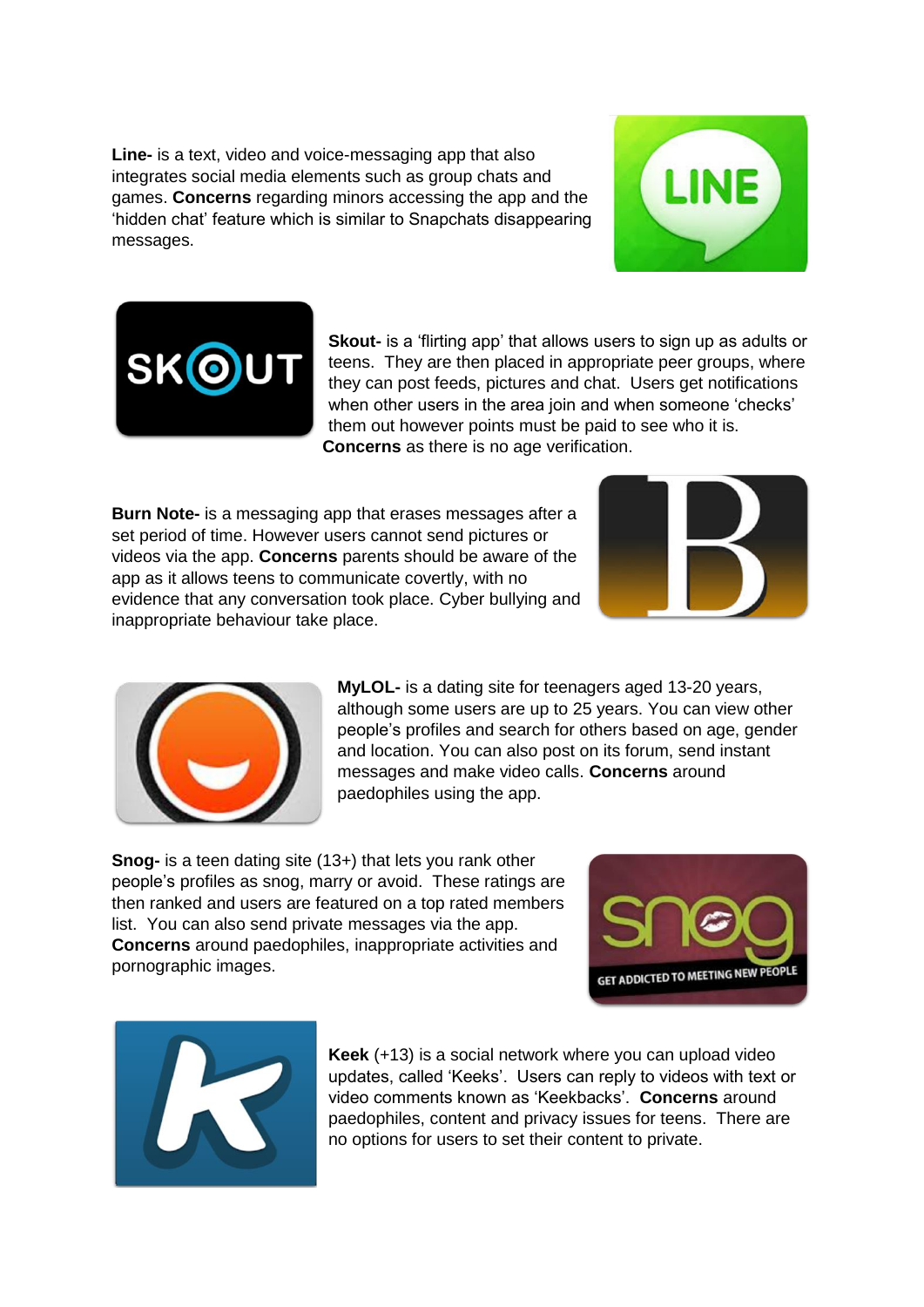**Line-** is a text, video and voice-messaging app that also integrates social media elements such as group chats and games. **Concerns** regarding minors accessing the app and the 'hidden chat' feature which is similar to Snapchats disappearing messages.

**Skout-** is a 'flirting app' that allows users to sign up as adults or teens. They are then placed in appropriate peer groups, where they can post feeds, pictures and chat. Users get notifications when other users in the area join and when someone 'checks' them out however points must be paid to see who it is. **Concerns** as there is no age verification.

**Burn Note-** is a messaging app that erases messages after a set period of time. However users cannot send pictures or videos via the app. **Concerns** parents should be aware of the app as it allows teens to communicate covertly, with no evidence that any conversation took place. Cyber bullying and inappropriate behaviour take place.

**MyLOL-** is a dating site for teenagers aged 13-20 years, although some users are up to 25 years. You can view other people's profiles and search for others based on age, gender and location. You can also post on its forum, send instant messages and make video calls. **Concerns** around paedophiles using the app.

**Snog-** is a teen dating site (13+) that lets you rank other people's profiles as snog, marry or avoid. These ratings are then ranked and users are featured on a top rated members list. You can also send private messages via the app. **Concerns** around paedophiles, inappropriate activities and pornographic images.

**Keek** (+13) is a social network where you can upload video updates, called 'Keeks'. Users can reply to videos with text or video comments known as 'Keekbacks'. **Concerns** around paedophiles, content and privacy issues for teens. There are no options for users to set their content to private.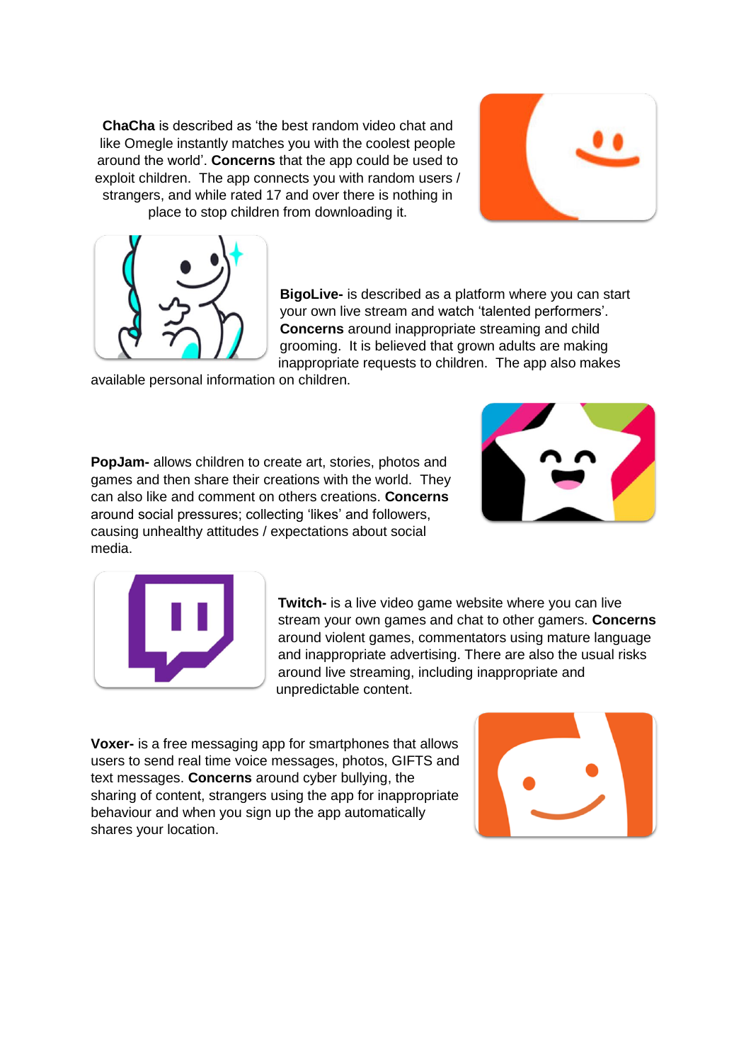**ChaCha** is described as 'the best random video chat and like Omegle instantly matches you with the coolest people around the world'. **Concerns** that the app could be used to exploit children. The app connects you with random users / strangers, and while rated 17 and over there is nothing in place to stop children from downloading it.

**BigoLive-** is described as a platform where you can start your own live stream and watch 'talented performers'. **Concerns** around inappropriate streaming and child grooming. It is believed that grown adults are making inappropriate requests to children. The app also makes available personal information on children.

**PopJam-** allows children to create art, stories, photos and games and then share their creations with the world. They can also like and comment on others creations. **Concerns** around social pressures; collecting 'likes' and followers, causing unhealthy attitudes / expectations about social media.

**Twitch-** is a live video game website where you can live stream your own games and chat to other gamers. **Concerns** around violent games, commentators using mature language and inappropriate advertising. There are also the usual risks around live streaming, including inappropriate and unpredictable content.

**Voxer-** is a free messaging app for smartphones that allows users to send real time voice messages, photos, GIFTS and text messages. **Concerns** around cyber bullying, the sharing of content, strangers using the app for inappropriate behaviour and when you sign up the app automatically shares your location.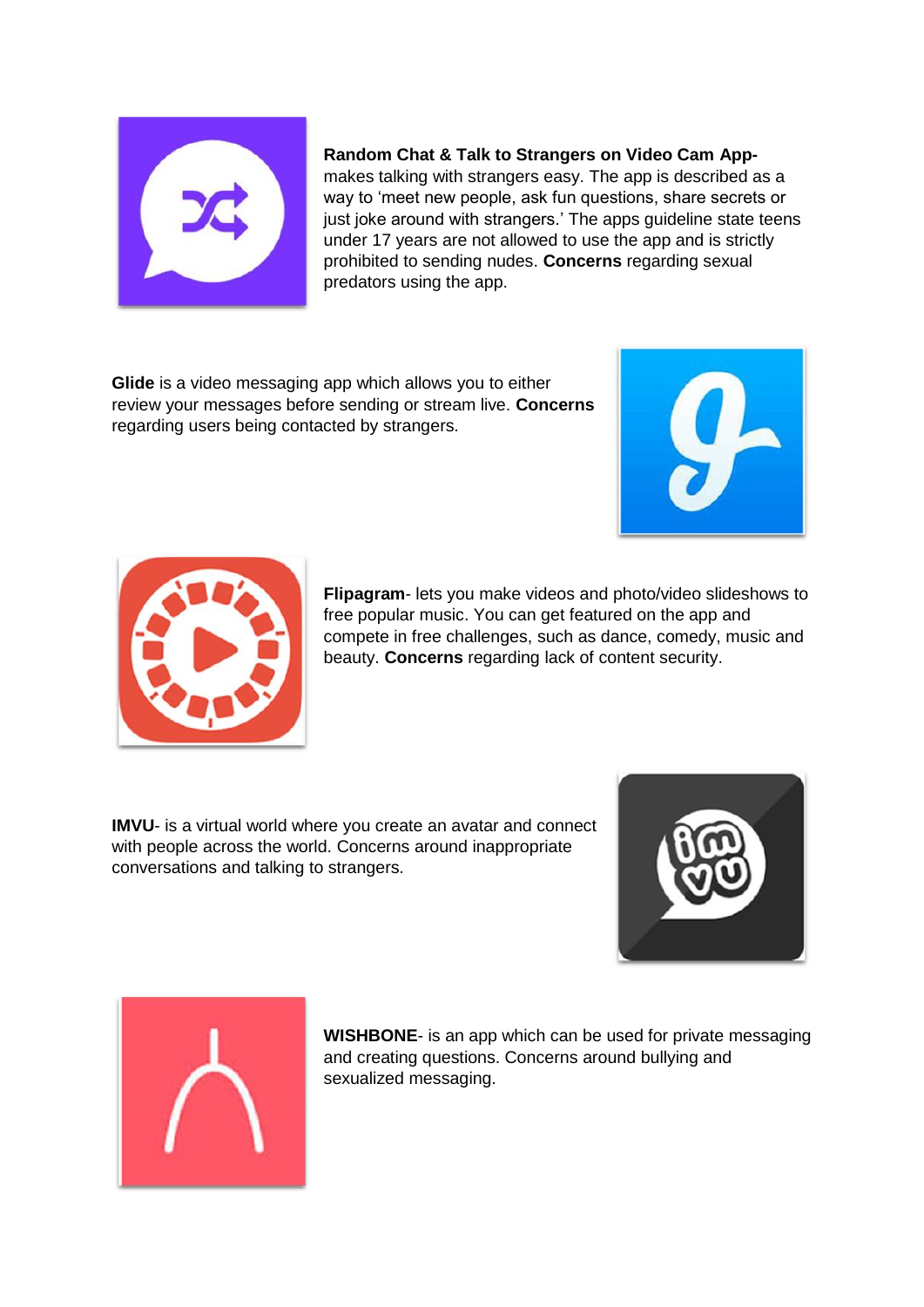**Random Chat & Talk to Strangers on Video Cam App-** makes talking with strangers easy. The app is described as a way to 'meet new people, ask fun questions, share secrets or just joke around with strangers.' The apps guideline state teens under 17 years are not allowed to use the app and is strictly prohibited to sending nudes. **Concerns** regarding sexual predators using the app.

**Glide** is a video messaging app which allows you to either review your messages before sending or stream live. **Concerns** regarding users being contacted by strangers.

**Flipagram**- lets you make videos and photo/video slideshows to free popular music. You can get featured on the app and compete in free challenges, such as dance, comedy, music and beauty. **Concerns** regarding lack of content security.

**IMVU**- is a virtual world where you create an avatar and connect with people across the world. Concerns around inappropriate conversations and talking to strangers.

**WISHBONE**- is an app which can be used for private messaging and creating questions. Concerns around bullying and sexualized messaging.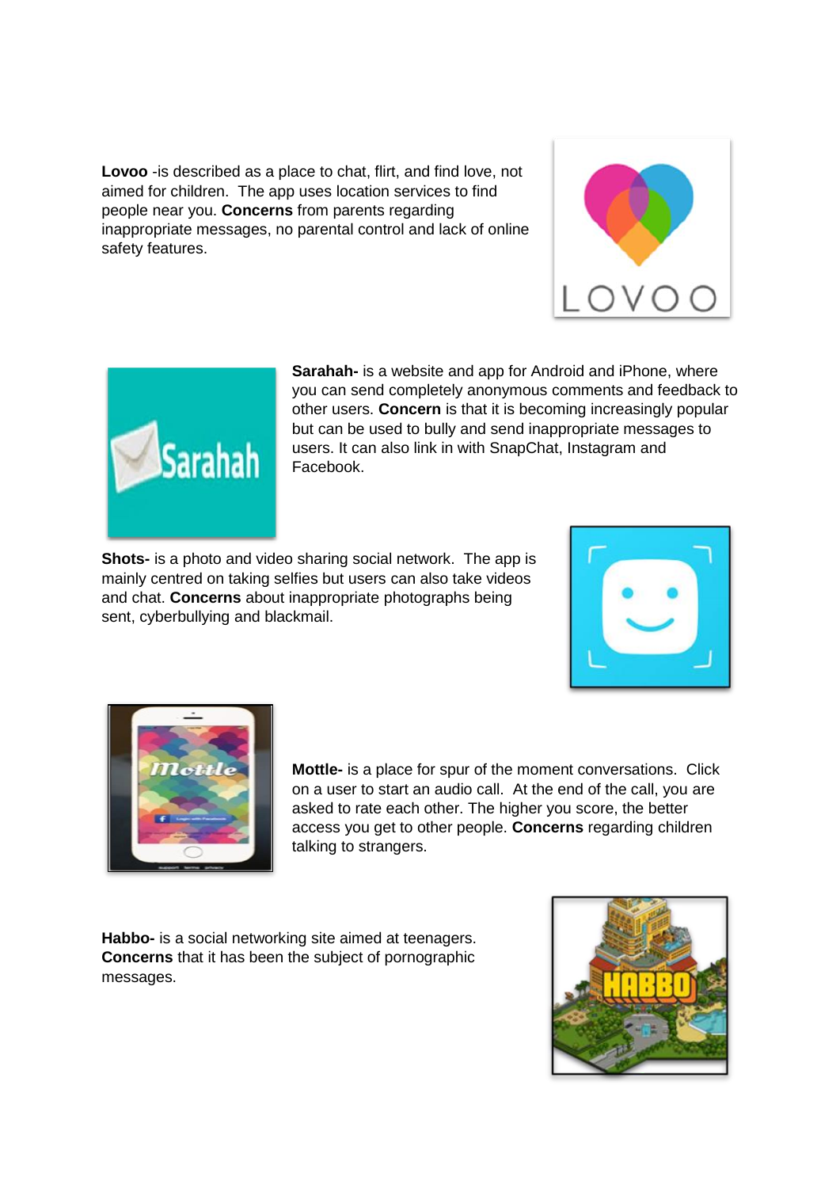**Lovoo** -is described as a place to chat, flirt, and find love, not aimed for children. The app uses location services to find people near you. **Concerns** from parents regarding inappropriate messages, no parental control and lack of online safety features.

**Sarahah-** is a website and app for Android and iPhone, where you can send completely anonymous comments and feedback to other users. **Concern** is that it is becoming increasingly popular but can be used to bully and send inappropriate messages to users. It can also link in with SnapChat, Instagram and Facebook.

**Shots-** is a photo and video sharing social network. The app is mainly centred on taking selfies but users can also take videos and chat. **Concerns** about inappropriate photographs being sent, cyberbullying and blackmail.

**Mottle-** is a place for spur of the moment conversations. Click on a user to start an audio call. At the end of the call, you are asked to rate each other. The higher you score, the better access you get to other people. **Concerns** regarding children talking to strangers.

**Habbo-** is a social networking site aimed at teenagers. **Concerns** that it has been the subject of pornographic messages.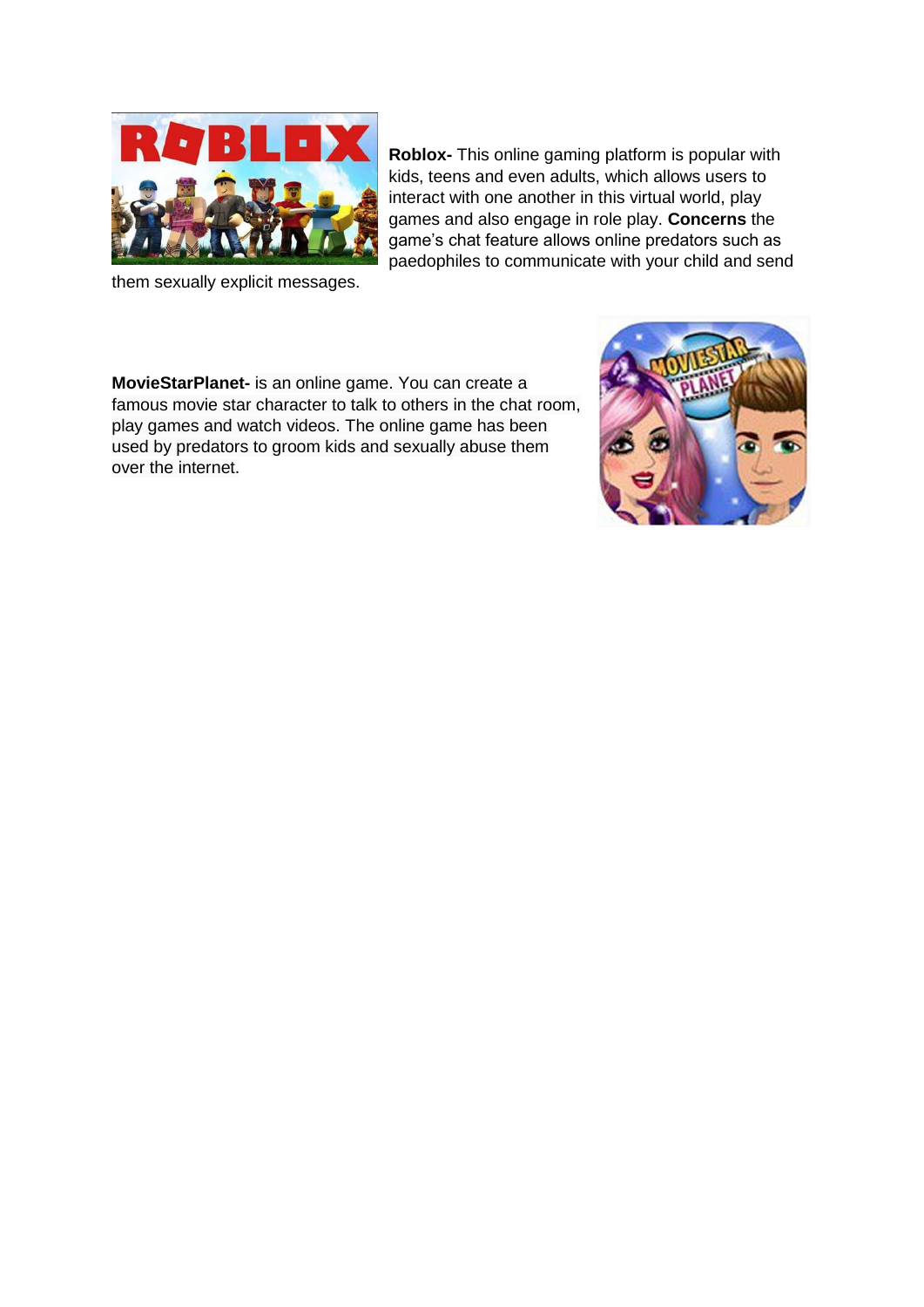**Roblox-** This online gaming platform is popular with kids, teens and even adults, which allows users to interact with one another in this virtual world, play games and also engage in role play. **Concerns** the game's chat feature allows online predators such as paedophiles to communicate with your child and send them sexually explicit messages.

**MovieStarPlanet-** is an online game. You can create a famous movie star character to talk to others in the chat room, play games and watch videos. The online game has been used by predators to groom kids and sexually abuse them over the internet.